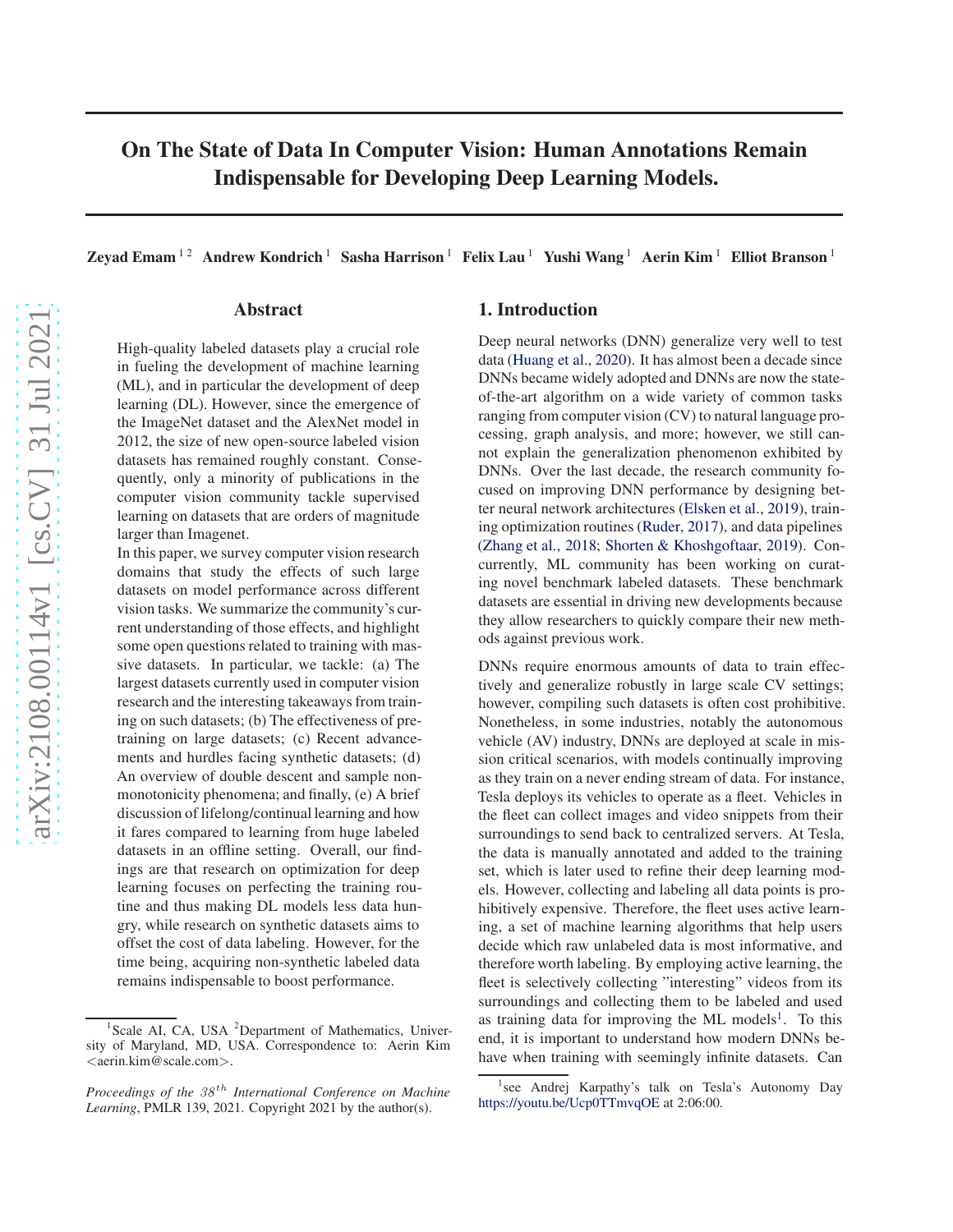# On The State of Data In Computer Vision: Human Annotations Remain Indispensable for Developing Deep Learning Models.

**Zeyad Emam**[1 2] **Andrew Kondrich**[1] **Sasha Harrison**[1] **Felix Lau**[1] **Yushi Wang**[1] **Aerin Kim**[1] **Elliot Branson**[1]

## Abstract

High-quality labeled datasets play a crucial role in fueling the development of machine learning (ML), and in particular the development of deep learning (DL). However, since the emergence of the ImageNet dataset and the AlexNet model in 2012, the size of new open-source labeled vision datasets has remained roughly constant. Consequently, only a minority of publications in the computer vision community tackle supervised learning on datasets that are orders of magnitude larger than Imagenet.

In this paper, we survey computer vision research domains that study the effects of such large datasets on model performance across different vision tasks. We summarize the community's current understanding of those effects, and highlight some open questions related to training with massive datasets. In particular, we tackle: (a) The largest datasets currently used in computer vision research and the interesting takeaways from training on such datasets; (b) The effectiveness of pre-training on large datasets; (c) Recent advancements and hurdles facing synthetic datasets; (d) An overview of double descent and sample non-monotonicity phenomena; and finally, (e) A brief discussion of lifelong/continual learning and how it fares compared to learning from huge labeled datasets in an offline setting. Overall, our findings are that research on optimization for deep learning focuses on perfecting the training routine and thus making DL models less data hungry, while research on synthetic datasets aims to offset the cost of data labeling. However, for the time being, acquiring non-synthetic labeled data remains indispensable to boost performance.

[1]Scale AI, CA, USA [2]Department of Mathematics, University of Maryland, MD, USA. Correspondence to: Aerin Kim <aerin.kim@scale.com>.

*Proceedings of the 38th International Conference on Machine Learning*, PMLR 139, 2021. Copyright 2021 by the author(s).

## 1. Introduction

Deep neural networks (DNN) generalize very well to test data (Huang et al., 2020). It has almost been a decade since DNNs became widely adopted and DNNs are now the state-of-the-art algorithm on a wide variety of common tasks ranging from computer vision (CV) to natural language processing, graph analysis, and more; however, we still cannot explain the generalization phenomenon exhibited by DNNs. Over the last decade, the research community focused on improving DNN performance by designing better neural network architectures (Elsken et al., 2019), training optimization routines (Ruder, 2017), and data pipelines (Zhang et al., 2018; Shorten & Khoshgoftaar, 2019). Concurrently, ML community has been working on curating novel benchmark labeled datasets. These benchmark datasets are essential in driving new developments because they allow researchers to quickly compare their new methods against previous work.

DNNs require enormous amounts of data to train effectively and generalize robustly in large scale CV settings; however, compiling such datasets is often cost prohibitive. Nonetheless, in some industries, notably the autonomous vehicle (AV) industry, DNNs are deployed at scale in mission critical scenarios, with models continually improving as they train on a never ending stream of data. For instance, Tesla deploys its vehicles to operate as a fleet. Vehicles in the fleet can collect images and video snippets from their surroundings to send back to centralized servers. At Tesla, the data is manually annotated and added to the training set, which is later used to refine their deep learning models. However, collecting and labeling all data points is prohibitively expensive. Therefore, the fleet uses active learning, a set of machine learning algorithms that help users decide which raw unlabeled data is most informative, and therefore worth labeling. By employing active learning, the fleet is selectively collecting "interesting" videos from its surroundings and collecting them to be labeled and used as training data for improving the ML models[1]. To this end, it is important to understand how modern DNNs behave when training with seemingly infinite datasets. Can

[1]see Andrej Karpathy's talk on Tesla's Autonomy Day https://youtu.be/Ucp0TTmvqOE at 2:06:00.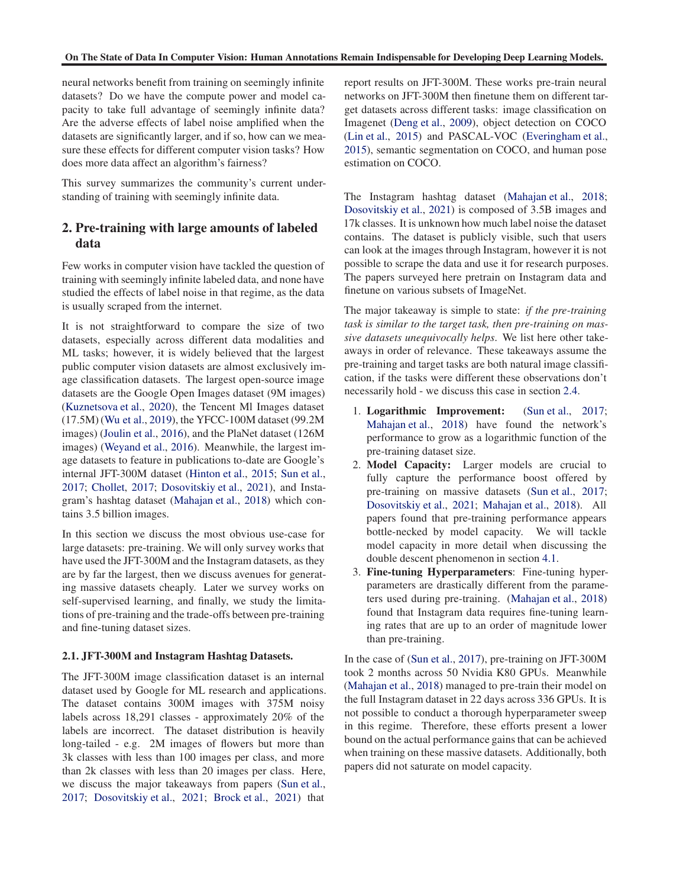neural networks benefit from training on seemingly infinite datasets? Do we have the compute power and model capacity to take full advantage of seemingly infinite data? Are the adverse effects of label noise amplified when the datasets are significantly larger, and if so, how can we measure these effects for different computer vision tasks? How does more data affect an algorithm's fairness?

This survey summarizes the community's current understanding of training with seemingly infinite data.

## 2. Pre-training with large amounts of labeled data

Few works in computer vision have tackled the question of training with seemingly infinite labeled data, and none have studied the effects of label noise in that regime, as the data is usually scraped from the internet.

It is not straightforward to compare the size of two datasets, especially across different data modalities and ML tasks; however, it is widely believed that the largest public computer vision datasets are almost exclusively image classification datasets. The largest open-source image datasets are the Google Open Images dataset (9M images) (Kuznetsova et al., 2020), the Tencent Ml Images dataset (17.5M) (Wu et al., 2019), the YFCC-100M dataset (99.2M images) (Joulin et al., 2016), and the PlaNet dataset (126M images) (Weyand et al., 2016). Meanwhile, the largest image datasets to feature in publications to-date are Google's internal JFT-300M dataset (Hinton et al., 2015; Sun et al., 2017; Chollet, 2017; Dosovitskiy et al., 2021), and Instagram's hashtag dataset (Mahajan et al., 2018) which contains 3.5 billion images.

In this section we discuss the most obvious use-case for large datasets: pre-training. We will only survey works that have used the JFT-300M and the Instagram datasets, as they are by far the largest, then we discuss avenues for generating massive datasets cheaply. Later we survey works on self-supervised learning, and finally, we study the limitations of pre-training and the trade-offs between pre-training and fine-tuning dataset sizes.

### 2.1. JFT-300M and Instagram Hashtag Datasets.

The JFT-300M image classification dataset is an internal dataset used by Google for ML research and applications. The dataset contains 300M images with 375M noisy labels across 18,291 classes - approximately 20% of the labels are incorrect. The dataset distribution is heavily long-tailed - e.g. 2M images of flowers but more than 3k classes with less than 100 images per class, and more than 2k classes with less than 20 images per class. Here, we discuss the major takeaways from papers (Sun et al., 2017; Dosovitskiy et al., 2021; Brock et al., 2021) that report results on JFT-300M. These works pre-train neural networks on JFT-300M then finetune them on different target datasets across different tasks: image classification on Imagenet (Deng et al., 2009), object detection on COCO (Lin et al., 2015) and PASCAL-VOC (Everingham et al., 2015), semantic segmentation on COCO, and human pose estimation on COCO.

The Instagram hashtag dataset (Mahajan et al., 2018; Dosovitskiy et al., 2021) is composed of 3.5B images and 17k classes. It is unknown how much label noise the dataset contains. The dataset is publicly visible, such that users can look at the images through Instagram, however it is not possible to scrape the data and use it for research purposes. The papers surveyed here pretrain on Instagram data and finetune on various subsets of ImageNet.

The major takeaway is simple to state: *if the pre-training task is similar to the target task, then pre-training on massive datasets unequivocally helps*. We list here other takeaways in order of relevance. These takeaways assume the pre-training and target tasks are both natural image classification, if the tasks were different these observations don't necessarily hold - we discuss this case in section 2.4.

1. **Logarithmic Improvement:** (Sun et al., 2017; Mahajan et al., 2018) have found the network's performance to grow as a logarithmic function of the pre-training dataset size.
2. **Model Capacity:** Larger models are crucial to fully capture the performance boost offered by pre-training on massive datasets (Sun et al., 2017; Dosovitskiy et al., 2021; Mahajan et al., 2018). All papers found that pre-training performance appears bottle-necked by model capacity. We will tackle model capacity in more detail when discussing the double descent phenomenon in section 4.1.
3. **Fine-tuning Hyperparameters**: Fine-tuning hyperparameters are drastically different from the parameters used during pre-training. (Mahajan et al., 2018) found that Instagram data requires fine-tuning learning rates that are up to an order of magnitude lower than pre-training.

In the case of (Sun et al., 2017), pre-training on JFT-300M took 2 months across 50 Nvidia K80 GPUs. Meanwhile (Mahajan et al., 2018) managed to pre-train their model on the full Instagram dataset in 22 days across 336 GPUs. It is not possible to conduct a thorough hyperparameter sweep in this regime. Therefore, these efforts present a lower bound on the actual performance gains that can be achieved when training on these massive datasets. Additionally, both papers did not saturate on model capacity.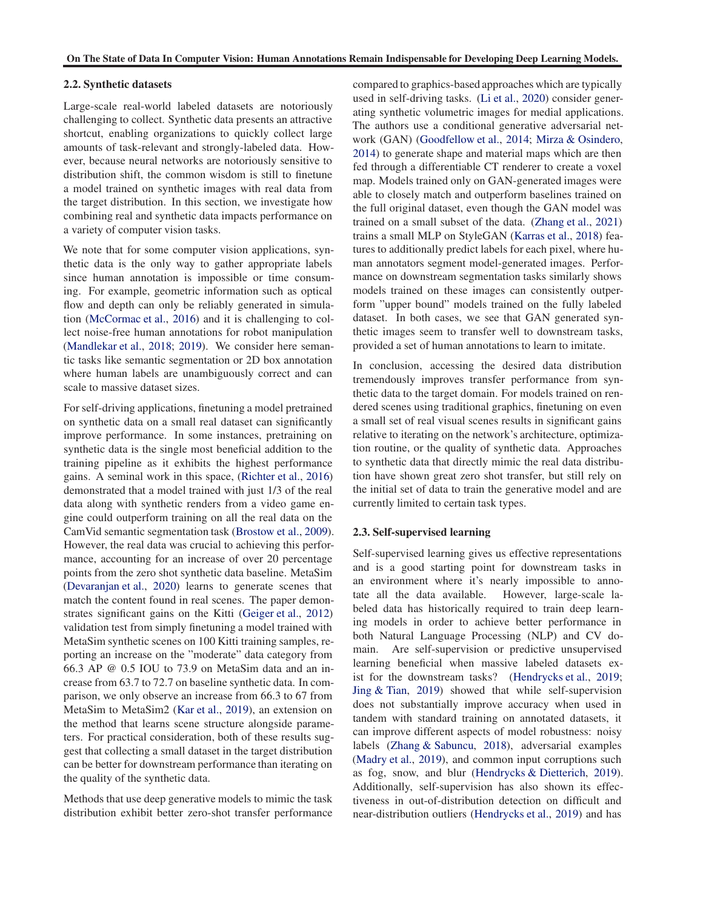## 2.2. Synthetic datasets

Large-scale real-world labeled datasets are notoriously challenging to collect. Synthetic data presents an attractive shortcut, enabling organizations to quickly collect large amounts of task-relevant and strongly-labeled data. However, because neural networks are notoriously sensitive to distribution shift, the common wisdom is still to finetune a model trained on synthetic images with real data from the target distribution. In this section, we investigate how combining real and synthetic data impacts performance on a variety of computer vision tasks.

We note that for some computer vision applications, synthetic data is the only way to gather appropriate labels since human annotation is impossible or time consuming. For example, geometric information such as optical flow and depth can only be reliably generated in simulation (McCormac et al., 2016) and it is challenging to collect noise-free human annotations for robot manipulation (Mandlekar et al., 2018; 2019). We consider here semantic tasks like semantic segmentation or 2D box annotation where human labels are unambiguously correct and can scale to massive dataset sizes.

For self-driving applications, finetuning a model pretrained on synthetic data on a small real dataset can significantly improve performance. In some instances, pretraining on synthetic data is the single most beneficial addition to the training pipeline as it exhibits the highest performance gains. A seminal work in this space, (Richter et al., 2016) demonstrated that a model trained with just 1/3 of the real data along with synthetic renders from a video game engine could outperform training on all the real data on the CamVid semantic segmentation task (Brostow et al., 2009). However, the real data was crucial to achieving this performance, accounting for an increase of over 20 percentage points from the zero shot synthetic data baseline. MetaSim (Devaranjan et al., 2020) learns to generate scenes that match the content found in real scenes. The paper demonstrates significant gains on the Kitti (Geiger et al., 2012) validation test from simply finetuning a model trained with MetaSim synthetic scenes on 100 Kitti training samples, reporting an increase on the "moderate" data category from 66.3 AP @ 0.5 IOU to 73.9 on MetaSim data and an increase from 63.7 to 72.7 on baseline synthetic data. In comparison, we only observe an increase from 66.3 to 67 from MetaSim to MetaSim2 (Kar et al., 2019), an extension on the method that learns scene structure alongside parameters. For practical consideration, both of these results suggest that collecting a small dataset in the target distribution can be better for downstream performance than iterating on the quality of the synthetic data.

Methods that use deep generative models to mimic the task distribution exhibit better zero-shot transfer performance compared to graphics-based approaches which are typically used in self-driving tasks. (Li et al., 2020) consider generating synthetic volumetric images for medial applications. The authors use a conditional generative adversarial network (GAN) (Goodfellow et al., 2014; Mirza & Osindero, 2014) to generate shape and material maps which are then fed through a differentiable CT renderer to create a voxel map. Models trained only on GAN-generated images were able to closely match and outperform baselines trained on the full original dataset, even though the GAN model was trained on a small subset of the data. (Zhang et al., 2021) trains a small MLP on StyleGAN (Karras et al., 2018) features to additionally predict labels for each pixel, where human annotators segment model-generated images. Performance on downstream segmentation tasks similarly shows models trained on these images can consistently outperform "upper bound" models trained on the fully labeled dataset. In both cases, we see that GAN generated synthetic images seem to transfer well to downstream tasks, provided a set of human annotations to learn to imitate.

In conclusion, accessing the desired data distribution tremendously improves transfer performance from synthetic data to the target domain. For models trained on rendered scenes using traditional graphics, finetuning on even a small set of real visual scenes results in significant gains relative to iterating on the network's architecture, optimization routine, or the quality of synthetic data. Approaches to synthetic data that directly mimic the real data distribution have shown great zero shot transfer, but still rely on the initial set of data to train the generative model and are currently limited to certain task types.

## 2.3. Self-supervised learning

Self-supervised learning gives us effective representations and is a good starting point for downstream tasks in an environment where it's nearly impossible to annotate all the data available. However, large-scale labeled data has historically required to train deep learning models in order to achieve better performance in both Natural Language Processing (NLP) and CV domain. Are self-supervision or predictive unsupervised learning beneficial when massive labeled datasets exist for the downstream tasks? (Hendrycks et al., 2019; Jing & Tian, 2019) showed that while self-supervision does not substantially improve accuracy when used in tandem with standard training on annotated datasets, it can improve different aspects of model robustness: noisy labels (Zhang & Sabuncu, 2018), adversarial examples (Madry et al., 2019), and common input corruptions such as fog, snow, and blur (Hendrycks & Dietterich, 2019). Additionally, self-supervision has also shown its effectiveness in out-of-distribution detection on difficult and near-distribution outliers (Hendrycks et al., 2019) and has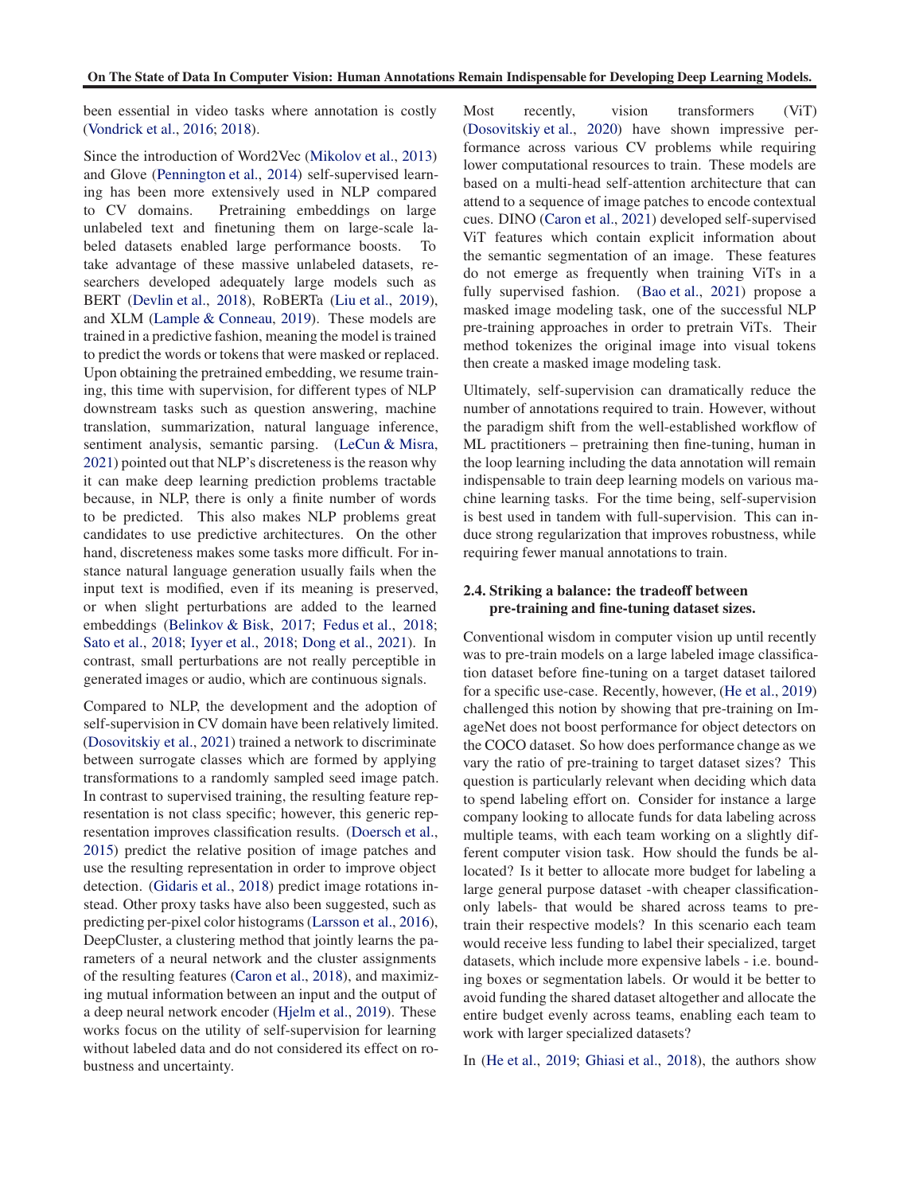been essential in video tasks where annotation is costly (Vondrick et al., 2016; 2018).

Since the introduction of Word2Vec (Mikolov et al., 2013) and Glove (Pennington et al., 2014) self-supervised learning has been more extensively used in NLP compared to CV domains. Pretraining embeddings on large unlabeled text and finetuning them on large-scale labeled datasets enabled large performance boosts. To take advantage of these massive unlabeled datasets, researchers developed adequately large models such as BERT (Devlin et al., 2018), RoBERTa (Liu et al., 2019), and XLM (Lample & Conneau, 2019). These models are trained in a predictive fashion, meaning the model is trained to predict the words or tokens that were masked or replaced. Upon obtaining the pretrained embedding, we resume training, this time with supervision, for different types of NLP downstream tasks such as question answering, machine translation, summarization, natural language inference, sentiment analysis, semantic parsing. (LeCun & Misra, 2021) pointed out that NLP's discreteness is the reason why it can make deep learning prediction problems tractable because, in NLP, there is only a finite number of words to be predicted. This also makes NLP problems great candidates to use predictive architectures. On the other hand, discreteness makes some tasks more difficult. For instance natural language generation usually fails when the input text is modified, even if its meaning is preserved, or when slight perturbations are added to the learned embeddings (Belinkov & Bisk, 2017; Fedus et al., 2018; Sato et al., 2018; Iyyer et al., 2018; Dong et al., 2021). In contrast, small perturbations are not really perceptible in generated images or audio, which are continuous signals.

Compared to NLP, the development and the adoption of self-supervision in CV domain have been relatively limited. (Dosovitskiy et al., 2021) trained a network to discriminate between surrogate classes which are formed by applying transformations to a randomly sampled seed image patch. In contrast to supervised training, the resulting feature representation is not class specific; however, this generic representation improves classification results. (Doersch et al., 2015) predict the relative position of image patches and use the resulting representation in order to improve object detection. (Gidaris et al., 2018) predict image rotations instead. Other proxy tasks have also been suggested, such as predicting per-pixel color histograms (Larsson et al., 2016), DeepCluster, a clustering method that jointly learns the parameters of a neural network and the cluster assignments of the resulting features (Caron et al., 2018), and maximizing mutual information between an input and the output of a deep neural network encoder (Hjelm et al., 2019). These works focus on the utility of self-supervision for learning without labeled data and do not considered its effect on robustness and uncertainty.

Most recently, vision transformers (ViT) (Dosovitskiy et al., 2020) have shown impressive performance across various CV problems while requiring lower computational resources to train. These models are based on a multi-head self-attention architecture that can attend to a sequence of image patches to encode contextual cues. DINO (Caron et al., 2021) developed self-supervised ViT features which contain explicit information about the semantic segmentation of an image. These features do not emerge as frequently when training ViTs in a fully supervised fashion. (Bao et al., 2021) propose a masked image modeling task, one of the successful NLP pre-training approaches in order to pretrain ViTs. Their method tokenizes the original image into visual tokens then create a masked image modeling task.

Ultimately, self-supervision can dramatically reduce the number of annotations required to train. However, without the paradigm shift from the well-established workflow of ML practitioners – pretraining then fine-tuning, human in the loop learning including the data annotation will remain indispensable to train deep learning models on various machine learning tasks. For the time being, self-supervision is best used in tandem with full-supervision. This can induce strong regularization that improves robustness, while requiring fewer manual annotations to train.

### 2.4. Striking a balance: the tradeoff between pre-training and fine-tuning dataset sizes.

Conventional wisdom in computer vision up until recently was to pre-train models on a large labeled image classification dataset before fine-tuning on a target dataset tailored for a specific use-case. Recently, however, (He et al., 2019) challenged this notion by showing that pre-training on ImageNet does not boost performance for object detectors on the COCO dataset. So how does performance change as we vary the ratio of pre-training to target dataset sizes? This question is particularly relevant when deciding which data to spend labeling effort on. Consider for instance a large company looking to allocate funds for data labeling across multiple teams, with each team working on a slightly different computer vision task. How should the funds be allocated? Is it better to allocate more budget for labeling a large general purpose dataset -with cheaper classification-only labels- that would be shared across teams to pretrain their respective models? In this scenario each team would receive less funding to label their specialized, target datasets, which include more expensive labels - i.e. bounding boxes or segmentation labels. Or would it be better to avoid funding the shared dataset altogether and allocate the entire budget evenly across teams, enabling each team to work with larger specialized datasets?

In (He et al., 2019; Ghiasi et al., 2018), the authors show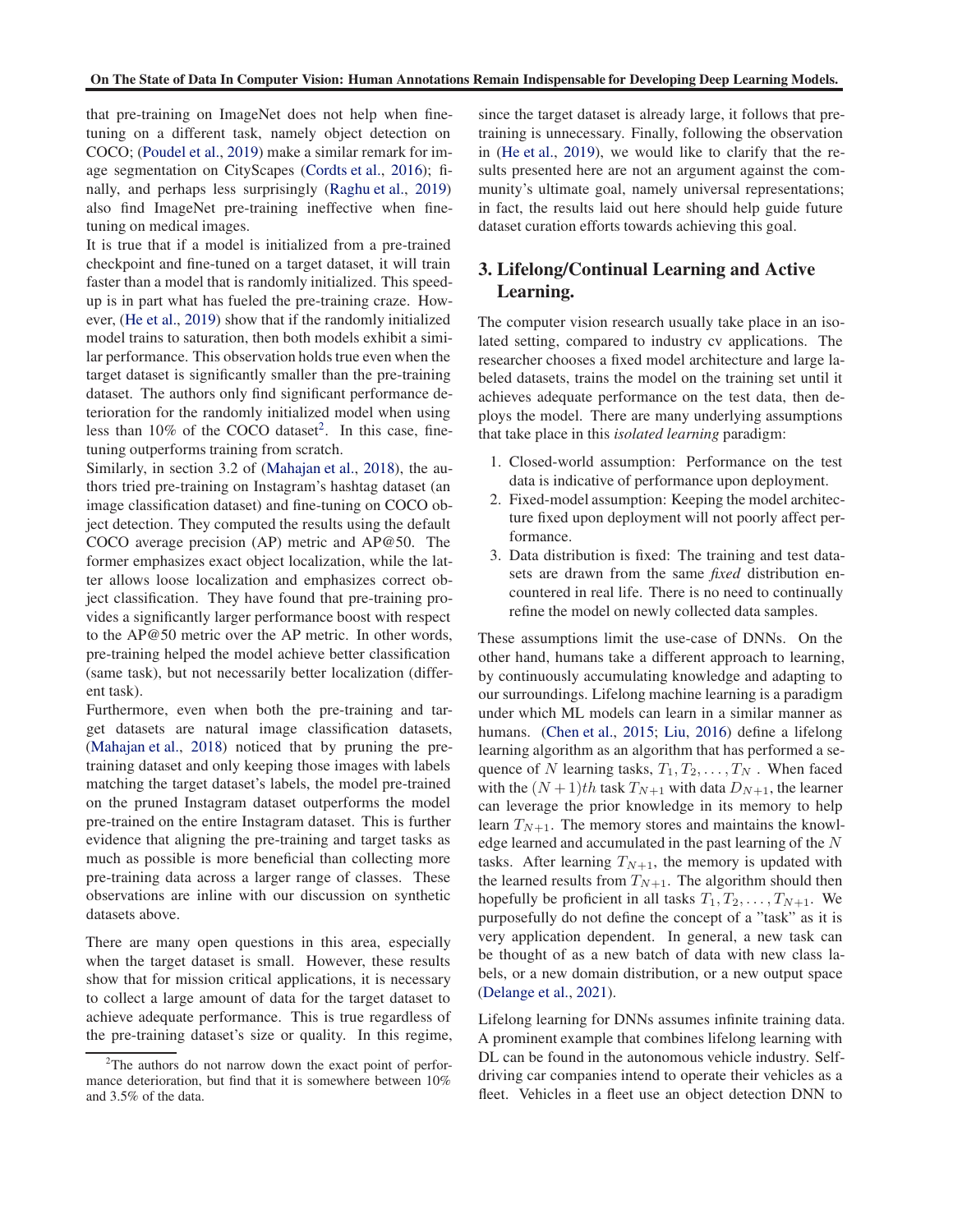that pre-training on ImageNet does not help when fine-tuning on a different task, namely object detection on COCO; (Poudel et al., 2019) make a similar remark for image segmentation on CityScapes (Cordts et al., 2016); finally, and perhaps less surprisingly (Raghu et al., 2019) also find ImageNet pre-training ineffective when fine-tuning on medical images.

It is true that if a model is initialized from a pre-trained checkpoint and fine-tuned on a target dataset, it will train faster than a model that is randomly initialized. This speed-up is in part what has fueled the pre-training craze. However, (He et al., 2019) show that if the randomly initialized model trains to saturation, then both models exhibit a similar performance. This observation holds true even when the target dataset is significantly smaller than the pre-training dataset. The authors only find significant performance deterioration for the randomly initialized model when using less than 10% of the COCO dataset[2]. In this case, fine-tuning outperforms training from scratch.

Similarly, in section 3.2 of (Mahajan et al., 2018), the authors tried pre-training on Instagram's hashtag dataset (an image classification dataset) and fine-tuning on COCO object detection. They computed the results using the default COCO average precision (AP) metric and AP@50. The former emphasizes exact object localization, while the latter allows loose localization and emphasizes correct object classification. They have found that pre-training provides a significantly larger performance boost with respect to the AP@50 metric over the AP metric. In other words, pre-training helped the model achieve better classification (same task), but not necessarily better localization (different task).

Furthermore, even when both the pre-training and target datasets are natural image classification datasets, (Mahajan et al., 2018) noticed that by pruning the pre-training dataset and only keeping those images with labels matching the target dataset's labels, the model pre-trained on the pruned Instagram dataset outperforms the model pre-trained on the entire Instagram dataset. This is further evidence that aligning the pre-training and target tasks as much as possible is more beneficial than collecting more pre-training data across a larger range of classes. These observations are inline with our discussion on synthetic datasets above.

There are many open questions in this area, especially when the target dataset is small. However, these results show that for mission critical applications, it is necessary to collect a large amount of data for the target dataset to achieve adequate performance. This is true regardless of the pre-training dataset's size or quality. In this regime, since the target dataset is already large, it follows that pre-training is unnecessary. Finally, following the observation in (He et al., 2019), we would like to clarify that the results presented here are not an argument against the community's ultimate goal, namely universal representations; in fact, the results laid out here should help guide future dataset curation efforts towards achieving this goal.

[2] The authors do not narrow down the exact point of performance deterioration, but find that it is somewhere between 10% and 3.5% of the data.

## 3. Lifelong/Continual Learning and Active Learning.

The computer vision research usually take place in an isolated setting, compared to industry cv applications. The researcher chooses a fixed model architecture and large labeled datasets, trains the model on the training set until it achieves adequate performance on the test data, then deploys the model. There are many underlying assumptions that take place in this *isolated learning* paradigm:

1. Closed-world assumption: Performance on the test data is indicative of performance upon deployment.
2. Fixed-model assumption: Keeping the model architecture fixed upon deployment will not poorly affect performance.
3. Data distribution is fixed: The training and test datasets are drawn from the same *fixed* distribution encountered in real life. There is no need to continually refine the model on newly collected data samples.

These assumptions limit the use-case of DNNs. On the other hand, humans take a different approach to learning, by continuously accumulating knowledge and adapting to our surroundings. Lifelong machine learning is a paradigm under which ML models can learn in a similar manner as humans. (Chen et al., 2015; Liu, 2016) define a lifelong learning algorithm as an algorithm that has performed a sequence of $N$ learning tasks, $T_1, T_2, \ldots, T_N$ . When faced with the $(N+1)th$ task $T_{N+1}$ with data $D_{N+1}$, the learner can leverage the prior knowledge in its memory to help learn $T_{N+1}$. The memory stores and maintains the knowledge learned and accumulated in the past learning of the $N$ tasks. After learning $T_{N+1}$, the memory is updated with the learned results from $T_{N+1}$. The algorithm should then hopefully be proficient in all tasks $T_1, T_2, \ldots, T_{N+1}$. We purposefully do not define the concept of a "task" as it is very application dependent. In general, a new task can be thought of as a new batch of data with new class labels, or a new domain distribution, or a new output space (Delange et al., 2021).

Lifelong learning for DNNs assumes infinite training data. A prominent example that combines lifelong learning with DL can be found in the autonomous vehicle industry. Self-driving car companies intend to operate their vehicles as a fleet. Vehicles in a fleet use an object detection DNN to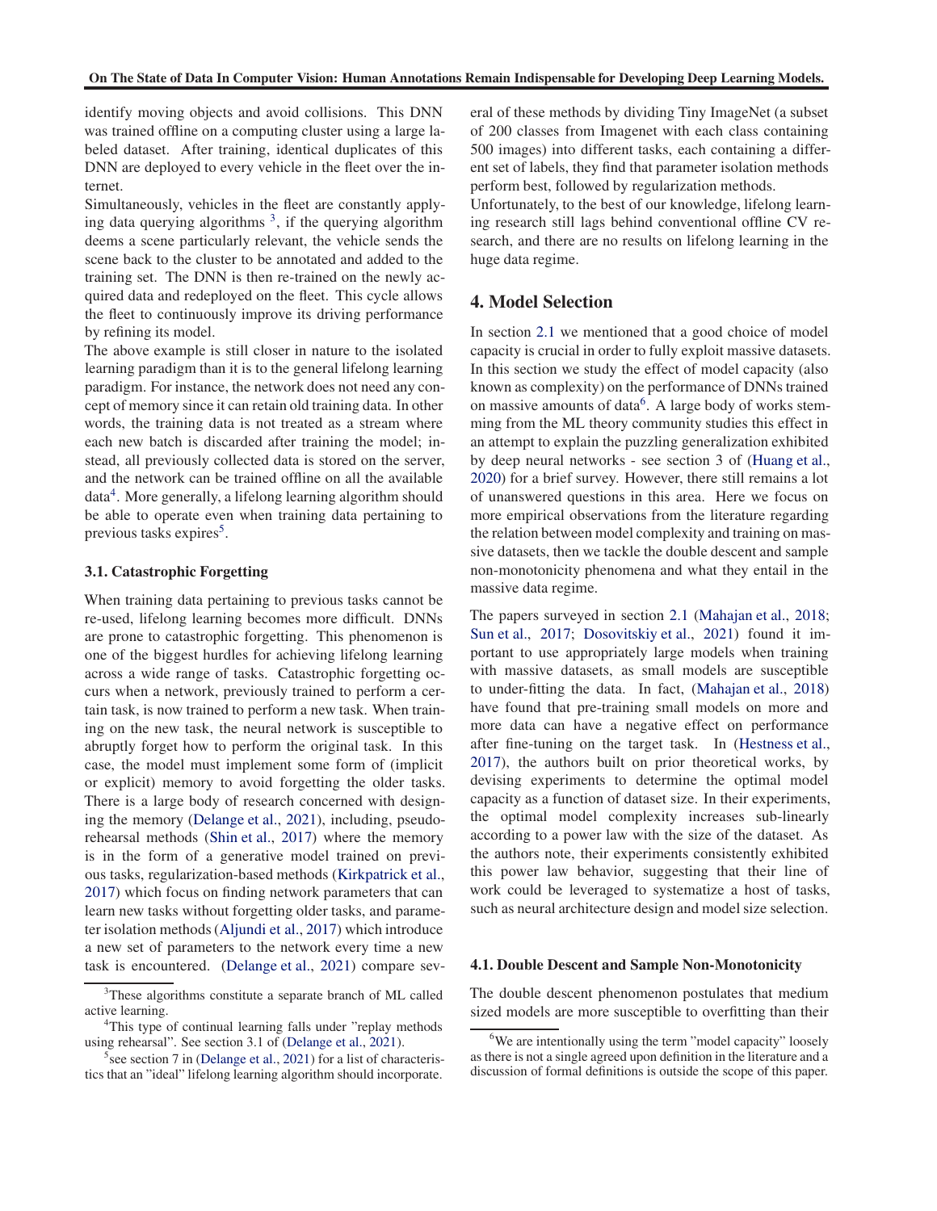identify moving objects and avoid collisions. This DNN was trained offline on a computing cluster using a large labeled dataset. After training, identical duplicates of this DNN are deployed to every vehicle in the fleet over the internet.

Simultaneously, vehicles in the fleet are constantly applying data querying algorithms [3], if the querying algorithm deems a scene particularly relevant, the vehicle sends the scene back to the cluster to be annotated and added to the training set. The DNN is then re-trained on the newly acquired data and redeployed on the fleet. This cycle allows the fleet to continuously improve its driving performance by refining its model.

The above example is still closer in nature to the isolated learning paradigm than it is to the general lifelong learning paradigm. For instance, the network does not need any concept of memory since it can retain old training data. In other words, the training data is not treated as a stream where each new batch is discarded after training the model; instead, all previously collected data is stored on the server, and the network can be trained offline on all the available data[4]. More generally, a lifelong learning algorithm should be able to operate even when training data pertaining to previous tasks expires[5].

### 3.1. Catastrophic Forgetting

When training data pertaining to previous tasks cannot be re-used, lifelong learning becomes more difficult. DNNs are prone to catastrophic forgetting. This phenomenon is one of the biggest hurdles for achieving lifelong learning across a wide range of tasks. Catastrophic forgetting occurs when a network, previously trained to perform a certain task, is now trained to perform a new task. When training on the new task, the neural network is susceptible to abruptly forget how to perform the original task. In this case, the model must implement some form of (implicit or explicit) memory to avoid forgetting the older tasks. There is a large body of research concerned with designing the memory (Delange et al., 2021), including, pseudo-rehearsal methods (Shin et al., 2017) where the memory is in the form of a generative model trained on previous tasks, regularization-based methods (Kirkpatrick et al., 2017) which focus on finding network parameters that can learn new tasks without forgetting older tasks, and parameter isolation methods (Aljundi et al., 2017) which introduce a new set of parameters to the network every time a new task is encountered. (Delange et al., 2021) compare several of these methods by dividing Tiny ImageNet (a subset of 200 classes from Imagenet with each class containing 500 images) into different tasks, each containing a different set of labels, they find that parameter isolation methods perform best, followed by regularization methods.

Unfortunately, to the best of our knowledge, lifelong learning research still lags behind conventional offline CV research, and there are no results on lifelong learning in the huge data regime.

## 4. Model Selection

In section 2.1 we mentioned that a good choice of model capacity is crucial in order to fully exploit massive datasets. In this section we study the effect of model capacity (also known as complexity) on the performance of DNNs trained on massive amounts of data[6]. A large body of works stemming from the ML theory community studies this effect in an attempt to explain the puzzling generalization exhibited by deep neural networks - see section 3 of (Huang et al., 2020) for a brief survey. However, there still remains a lot of unanswered questions in this area. Here we focus on more empirical observations from the literature regarding the relation between model complexity and training on massive datasets, then we tackle the double descent and sample non-monotonicity phenomena and what they entail in the massive data regime.

The papers surveyed in section 2.1 (Mahajan et al., 2018; Sun et al., 2017; Dosovitskiy et al., 2021) found it important to use appropriately large models when training with massive datasets, as small models are susceptible to under-fitting the data. In fact, (Mahajan et al., 2018) have found that pre-training small models on more and more data can have a negative effect on performance after fine-tuning on the target task. In (Hestness et al., 2017), the authors built on prior theoretical works, by devising experiments to determine the optimal model capacity as a function of dataset size. In their experiments, the optimal model complexity increases sub-linearly according to a power law with the size of the dataset. As the authors note, their experiments consistently exhibited this power law behavior, suggesting that their line of work could be leveraged to systematize a host of tasks, such as neural architecture design and model size selection.

### 4.1. Double Descent and Sample Non-Monotonicity

The double descent phenomenon postulates that medium sized models are more susceptible to overfitting than their

[3] These algorithms constitute a separate branch of ML called active learning.

[4] This type of continual learning falls under "replay methods using rehearsal". See section 3.1 of (Delange et al., 2021).

[5] see section 7 in (Delange et al., 2021) for a list of characteristics that an "ideal" lifelong learning algorithm should incorporate.

[6] We are intentionally using the term "model capacity" loosely as there is not a single agreed upon definition in the literature and a discussion of formal definitions is outside the scope of this paper.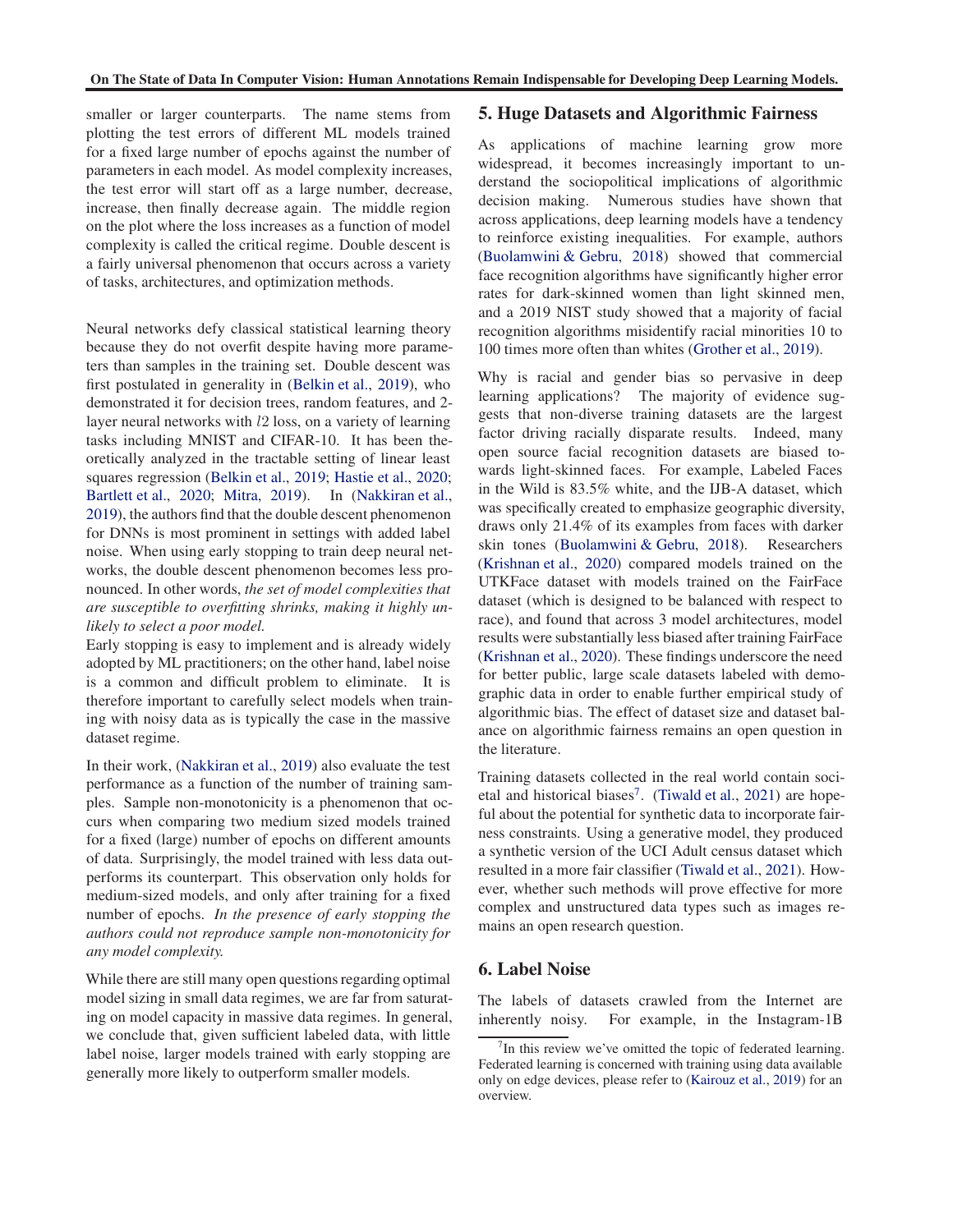smaller or larger counterparts. The name stems from plotting the test errors of different ML models trained for a fixed large number of epochs against the number of parameters in each model. As model complexity increases, the test error will start off as a large number, decrease, increase, then finally decrease again. The middle region on the plot where the loss increases as a function of model complexity is called the critical regime. Double descent is a fairly universal phenomenon that occurs across a variety of tasks, architectures, and optimization methods.

Neural networks defy classical statistical learning theory because they do not overfit despite having more parameters than samples in the training set. Double descent was first postulated in generality in (Belkin et al., 2019), who demonstrated it for decision trees, random features, and 2-layer neural networks with $l2$ loss, on a variety of learning tasks including MNIST and CIFAR-10. It has been theoretically analyzed in the tractable setting of linear least squares regression (Belkin et al., 2019; Hastie et al., 2020; Bartlett et al., 2020; Mitra, 2019). In (Nakkiran et al., 2019), the authors find that the double descent phenomenon for DNNs is most prominent in settings with added label noise. When using early stopping to train deep neural networks, the double descent phenomenon becomes less pronounced. In other words, *the set of model complexities that are susceptible to overfitting shrinks, making it highly unlikely to select a poor model.*
Early stopping is easy to implement and is already widely adopted by ML practitioners; on the other hand, label noise is a common and difficult problem to eliminate. It is therefore important to carefully select models when training with noisy data as is typically the case in the massive dataset regime.

In their work, (Nakkiran et al., 2019) also evaluate the test performance as a function of the number of training samples. Sample non-monotonicity is a phenomenon that occurs when comparing two medium sized models trained for a fixed (large) number of epochs on different amounts of data. Surprisingly, the model trained with less data outperforms its counterpart. This observation only holds for medium-sized models, and only after training for a fixed number of epochs. *In the presence of early stopping the authors could not reproduce sample non-monotonicity for any model complexity.*

While there are still many open questions regarding optimal model sizing in small data regimes, we are far from saturating on model capacity in massive data regimes. In general, we conclude that, given sufficient labeled data, with little label noise, larger models trained with early stopping are generally more likely to outperform smaller models.

## 5. Huge Datasets and Algorithmic Fairness

As applications of machine learning grow more widespread, it becomes increasingly important to understand the sociopolitical implications of algorithmic decision making. Numerous studies have shown that across applications, deep learning models have a tendency to reinforce existing inequalities. For example, authors (Buolamwini & Gebru, 2018) showed that commercial face recognition algorithms have significantly higher error rates for dark-skinned women than light skinned men, and a 2019 NIST study showed that a majority of facial recognition algorithms misidentify racial minorities 10 to 100 times more often than whites (Grother et al., 2019).

Why is racial and gender bias so pervasive in deep learning applications? The majority of evidence suggests that non-diverse training datasets are the largest factor driving racially disparate results. Indeed, many open source facial recognition datasets are biased towards light-skinned faces. For example, Labeled Faces in the Wild is 83.5% white, and the IJB-A dataset, which was specifically created to emphasize geographic diversity, draws only 21.4% of its examples from faces with darker skin tones (Buolamwini & Gebru, 2018). Researchers (Krishnan et al., 2020) compared models trained on the UTKFace dataset with models trained on the FairFace dataset (which is designed to be balanced with respect to race), and found that across 3 model architectures, model results were substantially less biased after training FairFace (Krishnan et al., 2020). These findings underscore the need for better public, large scale datasets labeled with demographic data in order to enable further empirical study of algorithmic bias. The effect of dataset size and dataset balance on algorithmic fairness remains an open question in the literature.

Training datasets collected in the real world contain societal and historical biases[7]. (Tiwald et al., 2021) are hopeful about the potential for synthetic data to incorporate fairness constraints. Using a generative model, they produced a synthetic version of the UCI Adult census dataset which resulted in a more fair classifier (Tiwald et al., 2021). However, whether such methods will prove effective for more complex and unstructured data types such as images remains an open research question.

## 6. Label Noise

The labels of datasets crawled from the Internet are inherently noisy. For example, in the Instagram-1B

[7] In this review we've omitted the topic of federated learning. Federated learning is concerned with training using data available only on edge devices, please refer to (Kairouz et al., 2019) for an overview.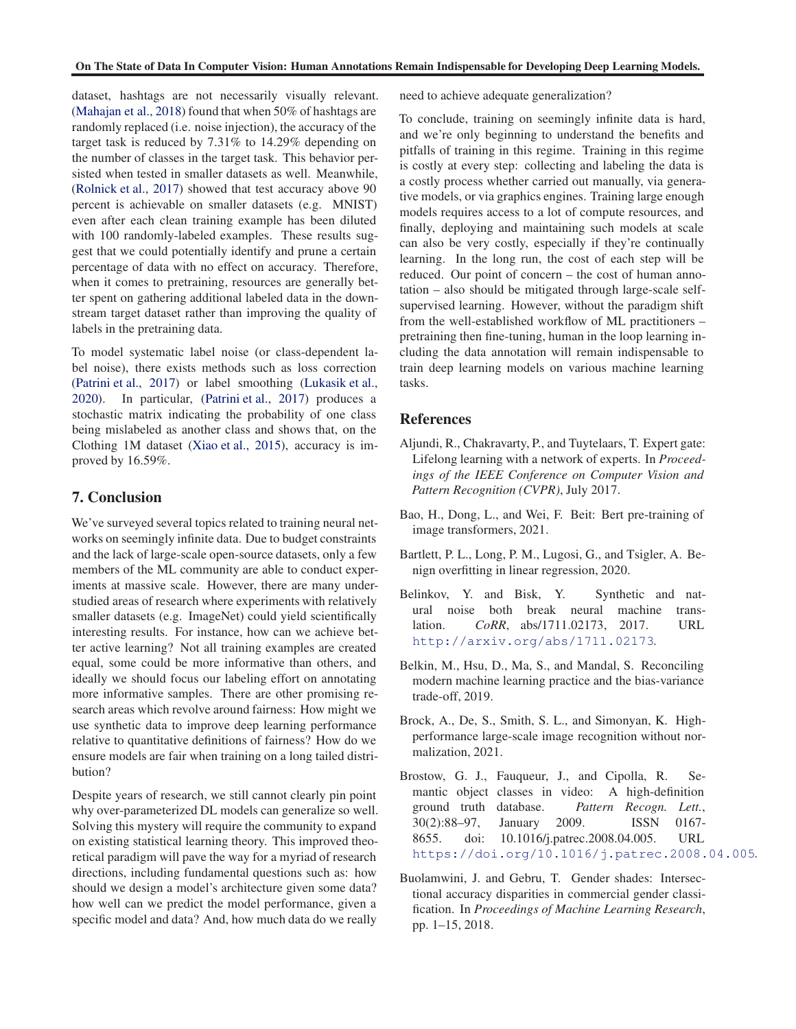dataset, hashtags are not necessarily visually relevant. (Mahajan et al., 2018) found that when 50% of hashtags are randomly replaced (i.e. noise injection), the accuracy of the target task is reduced by 7.31% to 14.29% depending on the number of classes in the target task. This behavior persisted when tested in smaller datasets as well. Meanwhile, (Rolnick et al., 2017) showed that test accuracy above 90 percent is achievable on smaller datasets (e.g. MNIST) even after each clean training example has been diluted with 100 randomly-labeled examples. These results suggest that we could potentially identify and prune a certain percentage of data with no effect on accuracy. Therefore, when it comes to pretraining, resources are generally better spent on gathering additional labeled data in the downstream target dataset rather than improving the quality of labels in the pretraining data.

To model systematic label noise (or class-dependent label noise), there exists methods such as loss correction (Patrini et al., 2017) or label smoothing (Lukasik et al., 2020). In particular, (Patrini et al., 2017) produces a stochastic matrix indicating the probability of one class being mislabeled as another class and shows that, on the Clothing 1M dataset (Xiao et al., 2015), accuracy is improved by 16.59%.

## 7. Conclusion

We've surveyed several topics related to training neural networks on seemingly infinite data. Due to budget constraints and the lack of large-scale open-source datasets, only a few members of the ML community are able to conduct experiments at massive scale. However, there are many understudied areas of research where experiments with relatively smaller datasets (e.g. ImageNet) could yield scientifically interesting results. For instance, how can we achieve better active learning? Not all training examples are created equal, some could be more informative than others, and ideally we should focus our labeling effort on annotating more informative samples. There are other promising research areas which revolve around fairness: How might we use synthetic data to improve deep learning performance relative to quantitative definitions of fairness? How do we ensure models are fair when training on a long tailed distribution?

Despite years of research, we still cannot clearly pin point why over-parameterized DL models can generalize so well. Solving this mystery will require the community to expand on existing statistical learning theory. This improved theoretical paradigm will pave the way for a myriad of research directions, including fundamental questions such as: how should we design a model's architecture given some data? how well can we predict the model performance, given a specific model and data? And, how much data do we really need to achieve adequate generalization?

To conclude, training on seemingly infinite data is hard, and we're only beginning to understand the benefits and pitfalls of training in this regime. Training in this regime is costly at every step: collecting and labeling the data is a costly process whether carried out manually, via generative models, or via graphics engines. Training large enough models requires access to a lot of compute resources, and finally, deploying and maintaining such models at scale can also be very costly, especially if they're continually learning. In the long run, the cost of each step will be reduced. Our point of concern – the cost of human annotation – also should be mitigated through large-scale self-supervised learning. However, without the paradigm shift from the well-established workflow of ML practitioners – pretraining then fine-tuning, human in the loop learning including the data annotation will remain indispensable to train deep learning models on various machine learning tasks.

## References

Aljundi, R., Chakravarty, P., and Tuytelaars, T. Expert gate: Lifelong learning with a network of experts. In *Proceedings of the IEEE Conference on Computer Vision and Pattern Recognition (CVPR)*, July 2017.

Bao, H., Dong, L., and Wei, F. Beit: Bert pre-training of image transformers, 2021.

Bartlett, P. L., Long, P. M., Lugosi, G., and Tsigler, A. Benign overfitting in linear regression, 2020.

Belinkov, Y. and Bisk, Y. Synthetic and natural noise both break neural machine translation. *CoRR*, abs/1711.02173, 2017. URL http://arxiv.org/abs/1711.02173.

Belkin, M., Hsu, D., Ma, S., and Mandal, S. Reconciling modern machine learning practice and the bias-variance trade-off, 2019.

Brock, A., De, S., Smith, S. L., and Simonyan, K. High-performance large-scale image recognition without normalization, 2021.

Brostow, G. J., Fauqueur, J., and Cipolla, R. Semantic object classes in video: A high-definition ground truth database. *Pattern Recogn. Lett.*, 30(2):88–97, January 2009. ISSN 0167-8655. doi: 10.1016/j.patrec.2008.04.005. URL https://doi.org/10.1016/j.patrec.2008.04.005.

Buolamwini, J. and Gebru, T. Gender shades: Intersectional accuracy disparities in commercial gender classification. In *Proceedings of Machine Learning Research*, pp. 1–15, 2018.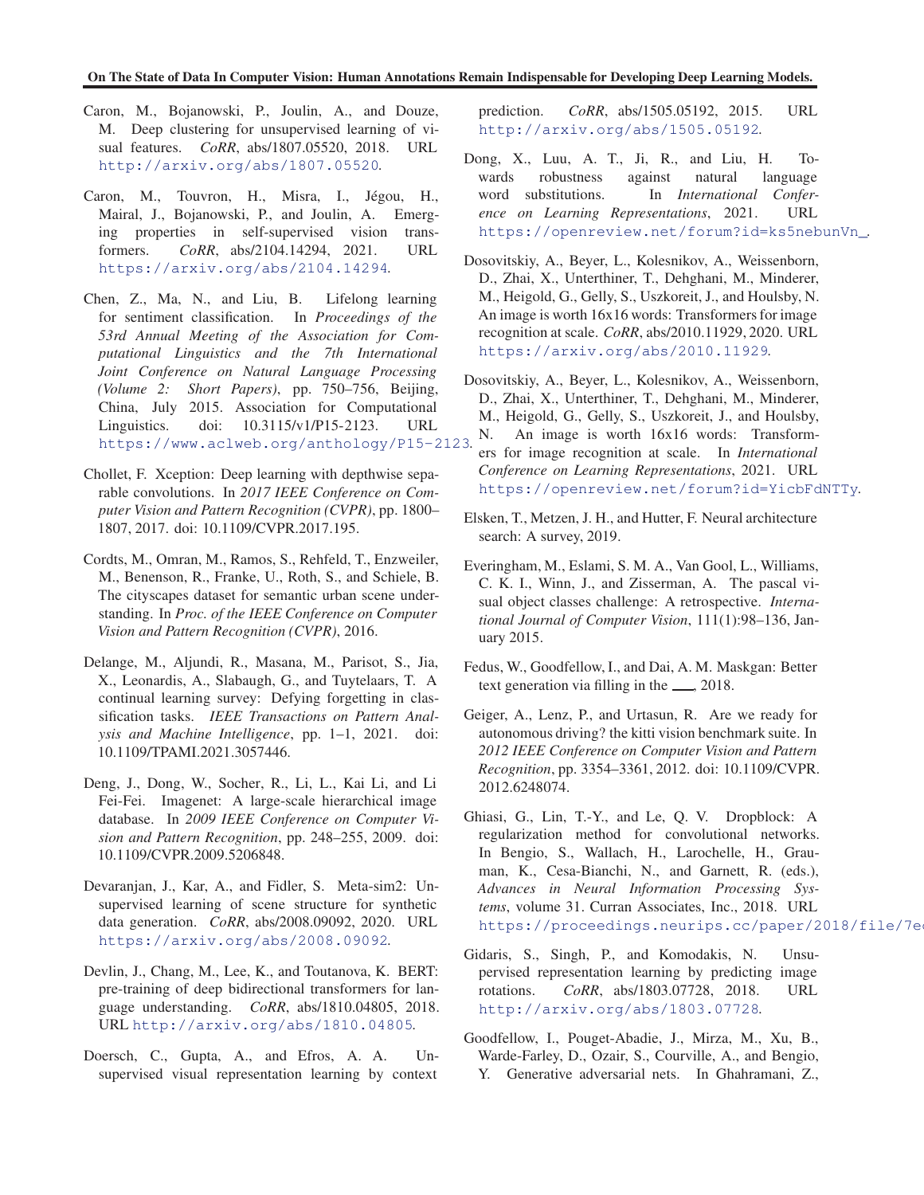Caron, M., Bojanowski, P., Joulin, A., and Douze, M. Deep clustering for unsupervised learning of visual features. *CoRR*, abs/1807.05520, 2018. URL http://arxiv.org/abs/1807.05520.

Caron, M., Touvron, H., Misra, I., Jégou, H., Mairal, J., Bojanowski, P., and Joulin, A. Emerging properties in self-supervised vision transformers. *CoRR*, abs/2104.14294, 2021. URL https://arxiv.org/abs/2104.14294.

Chen, Z., Ma, N., and Liu, B. Lifelong learning for sentiment classification. In *Proceedings of the 53rd Annual Meeting of the Association for Computational Linguistics and the 7th International Joint Conference on Natural Language Processing (Volume 2: Short Papers)*, pp. 750–756, Beijing, China, July 2015. Association for Computational Linguistics. doi: 10.3115/v1/P15-2123. URL https://www.aclweb.org/anthology/P15-2123.

Chollet, F. Xception: Deep learning with depthwise separable convolutions. In *2017 IEEE Conference on Computer Vision and Pattern Recognition (CVPR)*, pp. 1800–1807, 2017. doi: 10.1109/CVPR.2017.195.

Cordts, M., Omran, M., Ramos, S., Rehfeld, T., Enzweiler, M., Benenson, R., Franke, U., Roth, S., and Schiele, B. The cityscapes dataset for semantic urban scene understanding. In *Proc. of the IEEE Conference on Computer Vision and Pattern Recognition (CVPR)*, 2016.

Delange, M., Aljundi, R., Masana, M., Parisot, S., Jia, X., Leonardis, A., Slabaugh, G., and Tuytelaars, T. A continual learning survey: Defying forgetting in classification tasks. *IEEE Transactions on Pattern Analysis and Machine Intelligence*, pp. 1–1, 2021. doi: 10.1109/TPAMI.2021.3057446.

Deng, J., Dong, W., Socher, R., Li, L., Kai Li, and Li Fei-Fei. Imagenet: A large-scale hierarchical image database. In *2009 IEEE Conference on Computer Vision and Pattern Recognition*, pp. 248–255, 2009. doi: 10.1109/CVPR.2009.5206848.

Devaranjan, J., Kar, A., and Fidler, S. Meta-sim2: Unsupervised learning of scene structure for synthetic data generation. *CoRR*, abs/2008.09092, 2020. URL https://arxiv.org/abs/2008.09092.

Devlin, J., Chang, M., Lee, K., and Toutanova, K. BERT: pre-training of deep bidirectional transformers for language understanding. *CoRR*, abs/1810.04805, 2018. URL http://arxiv.org/abs/1810.04805.

Doersch, C., Gupta, A., and Efros, A. A. Unsupervised visual representation learning by context prediction. *CoRR*, abs/1505.05192, 2015. URL http://arxiv.org/abs/1505.05192.

Dong, X., Luu, A. T., Ji, R., and Liu, H. Towards robustness against natural language word substitutions. In *International Conference on Learning Representations*, 2021. URL https://openreview.net/forum?id=ks5nebunVn_.

Dosovitskiy, A., Beyer, L., Kolesnikov, A., Weissenborn, D., Zhai, X., Unterthiner, T., Dehghani, M., Minderer, M., Heigold, G., Gelly, S., Uszkoreit, J., and Houlsby, N. An image is worth 16x16 words: Transformers for image recognition at scale. *CoRR*, abs/2010.11929, 2020. URL https://arxiv.org/abs/2010.11929.

Dosovitskiy, A., Beyer, L., Kolesnikov, A., Weissenborn, D., Zhai, X., Unterthiner, T., Dehghani, M., Minderer, M., Heigold, G., Gelly, S., Uszkoreit, J., and Houlsby, N. An image is worth 16x16 words: Transformers for image recognition at scale. In *International Conference on Learning Representations*, 2021. URL https://openreview.net/forum?id=YicbFdNTTy.

Elsken, T., Metzen, J. H., and Hutter, F. Neural architecture search: A survey, 2019.

Everingham, M., Eslami, S. M. A., Van Gool, L., Williams, C. K. I., Winn, J., and Zisserman, A. The pascal visual object classes challenge: A retrospective. *International Journal of Computer Vision*, 111(1):98–136, January 2015.

Fedus, W., Goodfellow, I., and Dai, A. M. Maskgan: Better text generation via filling in the ___, 2018.

Geiger, A., Lenz, P., and Urtasun, R. Are we ready for autonomous driving? the kitti vision benchmark suite. In *2012 IEEE Conference on Computer Vision and Pattern Recognition*, pp. 3354–3361, 2012. doi: 10.1109/CVPR.2012.6248074.

Ghiasi, G., Lin, T.-Y., and Le, Q. V. Dropblock: A regularization method for convolutional networks. In Bengio, S., Wallach, H., Larochelle, H., Grauman, K., Cesa-Bianchi, N., and Garnett, R. (eds.), *Advances in Neural Information Processing Systems*, volume 31. Curran Associates, Inc., 2018. URL https://proceedings.neurips.cc/paper/2018/file/7e

Gidaris, S., Singh, P., and Komodakis, N. Unsupervised representation learning by predicting image rotations. *CoRR*, abs/1803.07728, 2018. URL http://arxiv.org/abs/1803.07728.

Goodfellow, I., Pouget-Abadie, J., Mirza, M., Xu, B., Warde-Farley, D., Ozair, S., Courville, A., and Bengio, Y. Generative adversarial nets. In Ghahramani, Z.,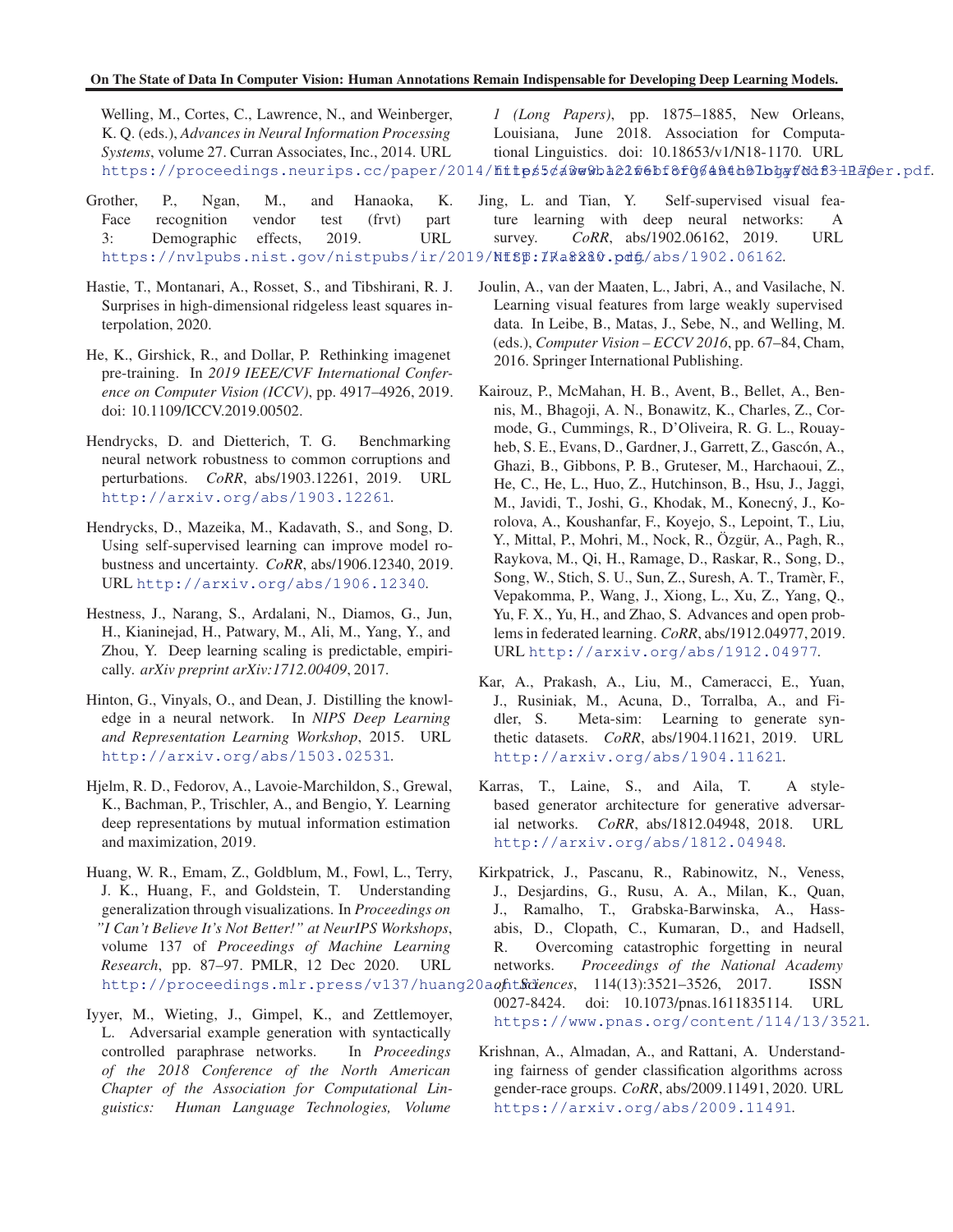Welling, M., Cortes, C., Lawrence, N., and Weinberger, K. Q. (eds.), *Advances in Neural Information Processing Systems*, volume 27. Curran Associates, Inc., 2014. URL https://proceedings.neurips.cc/paper/2014/file/5ca3e9b122f61f8f06494c97b1afccf3-Paper.pdf.

Grother, P., Ngan, M., and Hanaoka, K. Face recognition vendor test (frvt) part 3: Demographic effects, 2019. URL https://nvlpubs.nist.gov/nistpubs/ir/2019/NIST.IR.8280.pdf.

Hastie, T., Montanari, A., Rosset, S., and Tibshirani, R. J. Surprises in high-dimensional ridgeless least squares interpolation, 2020.

He, K., Girshick, R., and Dollar, P. Rethinking imagenet pre-training. In *2019 IEEE/CVF International Conference on Computer Vision (ICCV)*, pp. 4917–4926, 2019. doi: 10.1109/ICCV.2019.00502.

Hendrycks, D. and Dietterich, T. G. Benchmarking neural network robustness to common corruptions and perturbations. *CoRR*, abs/1903.12261, 2019. URL http://arxiv.org/abs/1903.12261.

Hendrycks, D., Mazeika, M., Kadavath, S., and Song, D. Using self-supervised learning can improve model robustness and uncertainty. *CoRR*, abs/1906.12340, 2019. URL http://arxiv.org/abs/1906.12340.

Hestness, J., Narang, S., Ardalani, N., Diamos, G., Jun, H., Kianinejad, H., Patwary, M., Ali, M., Yang, Y., and Zhou, Y. Deep learning scaling is predictable, empirically. *arXiv preprint arXiv:1712.00409*, 2017.

Hinton, G., Vinyals, O., and Dean, J. Distilling the knowledge in a neural network. In *NIPS Deep Learning and Representation Learning Workshop*, 2015. URL http://arxiv.org/abs/1503.02531.

Hjelm, R. D., Fedorov, A., Lavoie-Marchildon, S., Grewal, K., Bachman, P., Trischler, A., and Bengio, Y. Learning deep representations by mutual information estimation and maximization, 2019.

Huang, W. R., Emam, Z., Goldblum, M., Fowl, L., Terry, J. K., Huang, F., and Goldstein, T. Understanding generalization through visualizations. In *Proceedings on "I Can't Believe It's Not Better!" at NeurIPS Workshops*, volume 137 of *Proceedings of Machine Learning Research*, pp. 87–97. PMLR, 12 Dec 2020. URL http://proceedings.mlr.press/v137/huang20a.html.

Iyyer, M., Wieting, J., Gimpel, K., and Zettlemoyer, L. Adversarial example generation with syntactically controlled paraphrase networks. In *Proceedings of the 2018 Conference of the North American Chapter of the Association for Computational Linguistics: Human Language Technologies, Volume 1 (Long Papers)*, pp. 1875–1885, New Orleans, Louisiana, June 2018. Association for Computational Linguistics. doi: 10.18653/v1/N18-1170. URL https://www.aclweb.org/anthology/N18-1170.

Jing, L. and Tian, Y. Self-supervised visual feature learning with deep neural networks: A survey. *CoRR*, abs/1902.06162, 2019. URL http://arxiv.org/abs/1902.06162.

Joulin, A., van der Maaten, L., Jabri, A., and Vasilache, N. Learning visual features from large weakly supervised data. In Leibe, B., Matas, J., Sebe, N., and Welling, M. (eds.), *Computer Vision – ECCV 2016*, pp. 67–84, Cham, 2016. Springer International Publishing.

Kairouz, P., McMahan, H. B., Avent, B., Bellet, A., Bennis, M., Bhagoji, A. N., Bonawitz, K., Charles, Z., Cormode, G., Cummings, R., D'Oliveira, R. G. L., Rouayheb, S. E., Evans, D., Gardner, J., Garrett, Z., Gascón, A., Ghazi, B., Gibbons, P. B., Gruteser, M., Harchaoui, Z., He, C., He, L., Huo, Z., Hutchinson, B., Hsu, J., Jaggi, M., Javidi, T., Joshi, G., Khodak, M., Konecný, J., Korolova, A., Koushanfar, F., Koyejo, S., Lepoint, T., Liu, Y., Mittal, P., Mohri, M., Nock, R., Özgür, A., Pagh, R., Raykova, M., Qi, H., Ramage, D., Raskar, R., Song, D., Song, W., Stich, S. U., Sun, Z., Suresh, A. T., Tramèr, F., Vepakomma, P., Wang, J., Xiong, L., Xu, Z., Yang, Q., Yu, F. X., Yu, H., and Zhao, S. Advances and open problems in federated learning. *CoRR*, abs/1912.04977, 2019. URL http://arxiv.org/abs/1912.04977.

Kar, A., Prakash, A., Liu, M., Cameracci, E., Yuan, J., Rusiniak, M., Acuna, D., Torralba, A., and Fidler, S. Meta-sim: Learning to generate synthetic datasets. *CoRR*, abs/1904.11621, 2019. URL http://arxiv.org/abs/1904.11621.

Karras, T., Laine, S., and Aila, T. A style-based generator architecture for generative adversarial networks. *CoRR*, abs/1812.04948, 2018. URL http://arxiv.org/abs/1812.04948.

Kirkpatrick, J., Pascanu, R., Rabinowitz, N., Veness, J., Desjardins, G., Rusu, A. A., Milan, K., Quan, J., Ramalho, T., Grabska-Barwinska, A., Hassabis, D., Clopath, C., Kumaran, D., and Hadsell, R. Overcoming catastrophic forgetting in neural networks. *Proceedings of the National Academy of Sciences*, 114(13):3521–3526, 2017. ISSN 0027-8424. doi: 10.1073/pnas.1611835114. URL https://www.pnas.org/content/114/13/3521.

Krishnan, A., Almadan, A., and Rattani, A. Understanding fairness of gender classification algorithms across gender-race groups. *CoRR*, abs/2009.11491, 2020. URL https://arxiv.org/abs/2009.11491.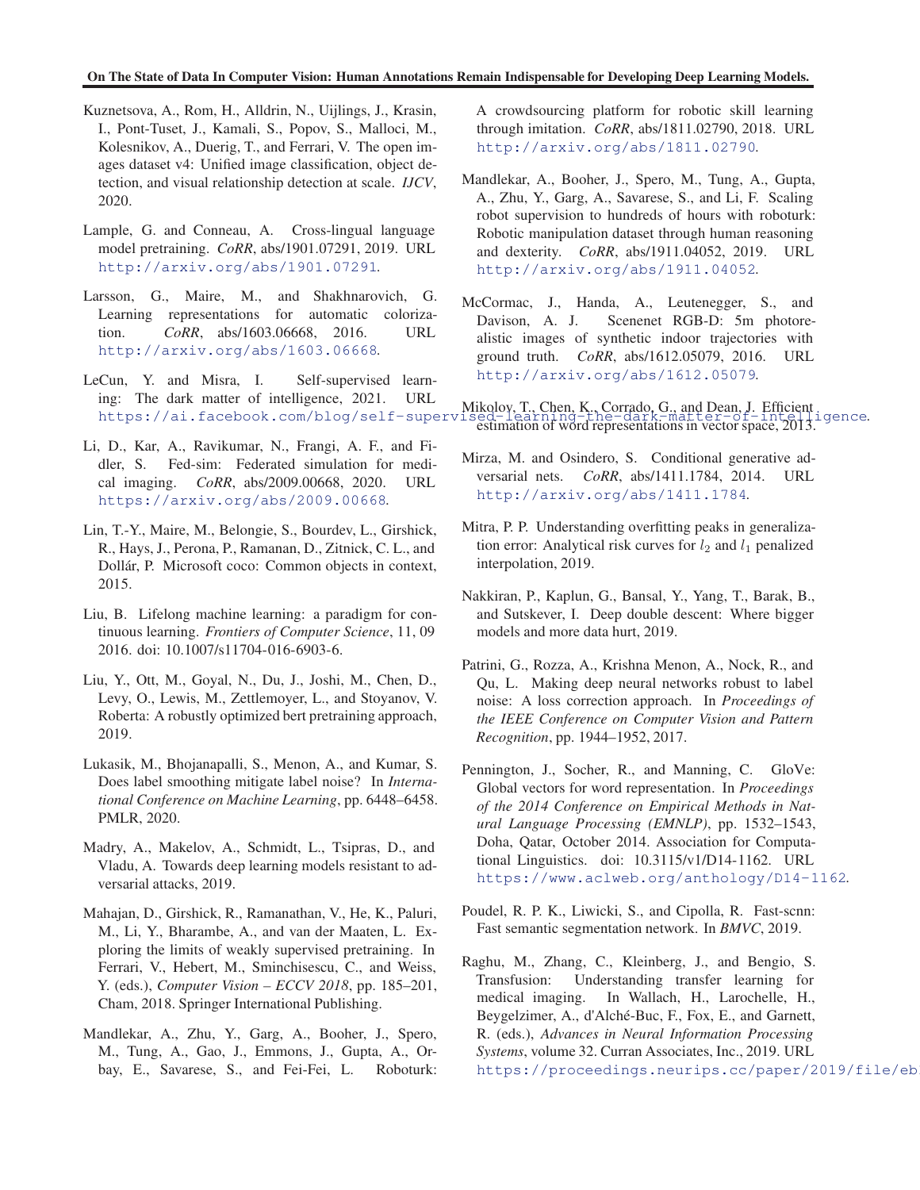Kuznetsova, A., Rom, H., Alldrin, N., Uijlings, J., Krasin, I., Pont-Tuset, J., Kamali, S., Popov, S., Malloci, M., Kolesnikov, A., Duerig, T., and Ferrari, V. The open images dataset v4: Unified image classification, object detection, and visual relationship detection at scale. *IJCV*, 2020.

Lample, G. and Conneau, A. Cross-lingual language model pretraining. *CoRR*, abs/1901.07291, 2019. URL http://arxiv.org/abs/1901.07291.

Larsson, G., Maire, M., and Shakhnarovich, G. Learning representations for automatic colorization. *CoRR*, abs/1603.06668, 2016. URL http://arxiv.org/abs/1603.06668.

LeCun, Y. and Misra, I. Self-supervised learning: The dark matter of intelligence, 2021. URL https://ai.facebook.com/blog/self-supervised-learning-the-dark-matter-of-intelligence.

Li, D., Kar, A., Ravikumar, N., Frangi, A. F., and Fidler, S. Fed-sim: Federated simulation for medical imaging. *CoRR*, abs/2009.00668, 2020. URL https://arxiv.org/abs/2009.00668.

Lin, T.-Y., Maire, M., Belongie, S., Bourdev, L., Girshick, R., Hays, J., Perona, P., Ramanan, D., Zitnick, C. L., and Dollár, P. Microsoft coco: Common objects in context, 2015.

Liu, B. Lifelong machine learning: a paradigm for continuous learning. *Frontiers of Computer Science*, 11, 09 2016. doi: 10.1007/s11704-016-6903-6.

Liu, Y., Ott, M., Goyal, N., Du, J., Joshi, M., Chen, D., Levy, O., Lewis, M., Zettlemoyer, L., and Stoyanov, V. Roberta: A robustly optimized bert pretraining approach, 2019.

Lukasik, M., Bhojanapalli, S., Menon, A., and Kumar, S. Does label smoothing mitigate label noise? In *International Conference on Machine Learning*, pp. 6448–6458. PMLR, 2020.

Madry, A., Makelov, A., Schmidt, L., Tsipras, D., and Vladu, A. Towards deep learning models resistant to adversarial attacks, 2019.

Mahajan, D., Girshick, R., Ramanathan, V., He, K., Paluri, M., Li, Y., Bharambe, A., and van der Maaten, L. Exploring the limits of weakly supervised pretraining. In Ferrari, V., Hebert, M., Sminchisescu, C., and Weiss, Y. (eds.), *Computer Vision – ECCV 2018*, pp. 185–201, Cham, 2018. Springer International Publishing.

Mandlekar, A., Zhu, Y., Garg, A., Booher, J., Spero, M., Tung, A., Gao, J., Emmons, J., Gupta, A., Orbay, E., Savarese, S., and Fei-Fei, L. Roboturk: A crowdsourcing platform for robotic skill learning through imitation. *CoRR*, abs/1811.02790, 2018. URL http://arxiv.org/abs/1811.02790.

Mandlekar, A., Booher, J., Spero, M., Tung, A., Gupta, A., Zhu, Y., Garg, A., Savarese, S., and Li, F. Scaling robot supervision to hundreds of hours with roboturk: Robotic manipulation dataset through human reasoning and dexterity. *CoRR*, abs/1911.04052, 2019. URL http://arxiv.org/abs/1911.04052.

McCormac, J., Handa, A., Leutenegger, S., and Davison, A. J. Scenenet RGB-D: 5m photorealistic images of synthetic indoor trajectories with ground truth. *CoRR*, abs/1612.05079, 2016. URL http://arxiv.org/abs/1612.05079.

Mikolov, T., Chen, K., Corrado, G., and Dean, J. Efficient estimation of word representations in vector space, 2013.

Mirza, M. and Osindero, S. Conditional generative adversarial nets. *CoRR*, abs/1411.1784, 2014. URL http://arxiv.org/abs/1411.1784.

Mitra, P. P. Understanding overfitting peaks in generalization error: Analytical risk curves for $l_2$ and $l_1$ penalized interpolation, 2019.

Nakkiran, P., Kaplun, G., Bansal, Y., Yang, T., Barak, B., and Sutskever, I. Deep double descent: Where bigger models and more data hurt, 2019.

Patrini, G., Rozza, A., Krishna Menon, A., Nock, R., and Qu, L. Making deep neural networks robust to label noise: A loss correction approach. In *Proceedings of the IEEE Conference on Computer Vision and Pattern Recognition*, pp. 1944–1952, 2017.

Pennington, J., Socher, R., and Manning, C. GloVe: Global vectors for word representation. In *Proceedings of the 2014 Conference on Empirical Methods in Natural Language Processing (EMNLP)*, pp. 1532–1543, Doha, Qatar, October 2014. Association for Computational Linguistics. doi: 10.3115/v1/D14-1162. URL https://www.aclweb.org/anthology/D14-1162.

Poudel, R. P. K., Liwicki, S., and Cipolla, R. Fast-scnn: Fast semantic segmentation network. In *BMVC*, 2019.

Raghu, M., Zhang, C., Kleinberg, J., and Bengio, S. Transfusion: Understanding transfer learning for medical imaging. In Wallach, H., Larochelle, H., Beygelzimer, A., d'Alché-Buc, F., Fox, E., and Garnett, R. (eds.), *Advances in Neural Information Processing Systems*, volume 32. Curran Associates, Inc., 2019. URL https://proceedings.neurips.cc/paper/2019/file/eb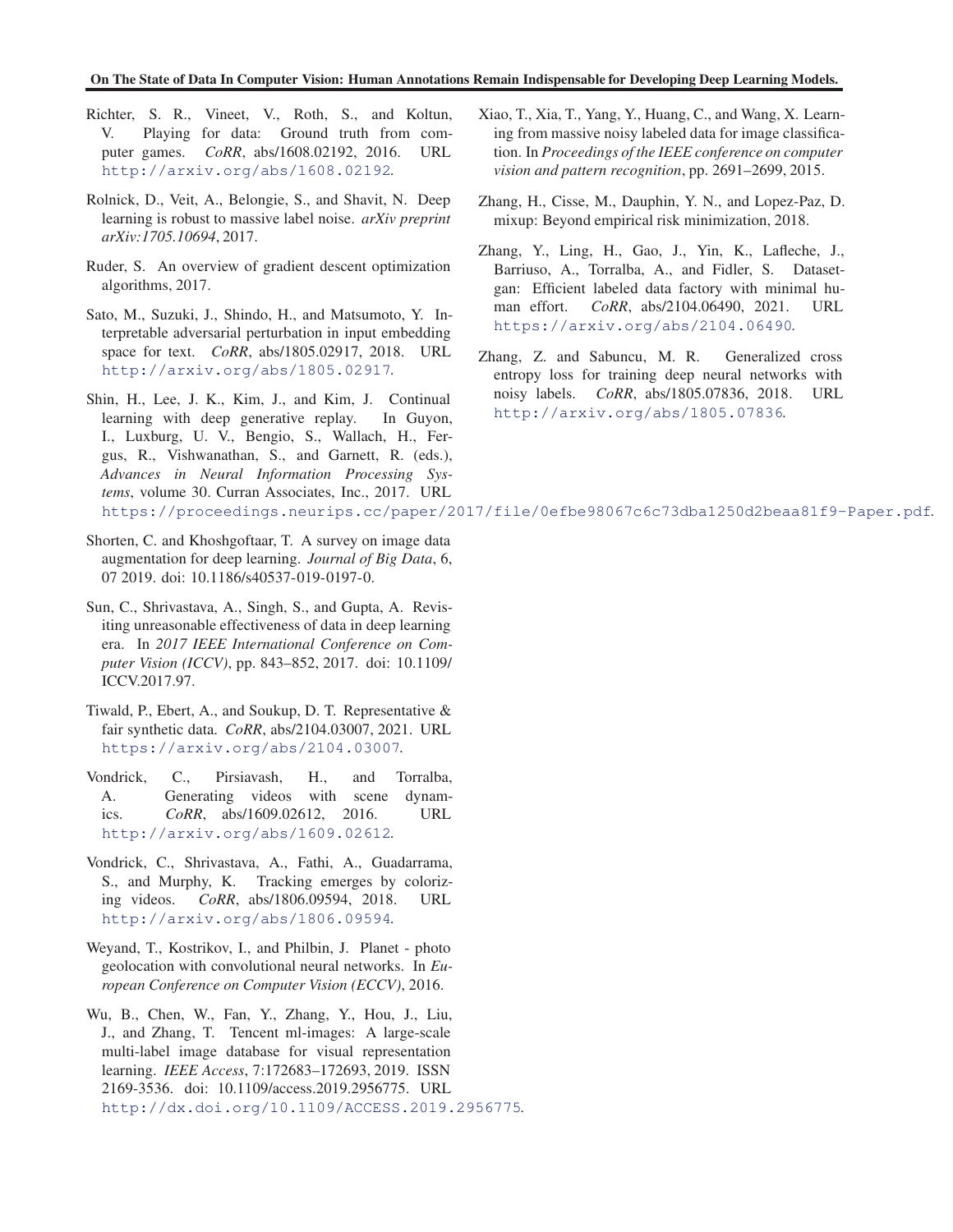Richter, S. R., Vineet, V., Roth, S., and Koltun, V. Playing for data: Ground truth from computer games. *CoRR*, abs/1608.02192, 2016. URL http://arxiv.org/abs/1608.02192.

Rolnick, D., Veit, A., Belongie, S., and Shavit, N. Deep learning is robust to massive label noise. *arXiv preprint arXiv:1705.10694*, 2017.

Ruder, S. An overview of gradient descent optimization algorithms, 2017.

Sato, M., Suzuki, J., Shindo, H., and Matsumoto, Y. Interpretable adversarial perturbation in input embedding space for text. *CoRR*, abs/1805.02917, 2018. URL http://arxiv.org/abs/1805.02917.

Shin, H., Lee, J. K., Kim, J., and Kim, J. Continual learning with deep generative replay. In Guyon, I., Luxburg, U. V., Bengio, S., Wallach, H., Fergus, R., Vishwanathan, S., and Garnett, R. (eds.), *Advances in Neural Information Processing Systems*, volume 30. Curran Associates, Inc., 2017. URL https://proceedings.neurips.cc/paper/2017/file/0efbe98067c6c73dba1250d2beaa81f9-Paper.pdf.

Shorten, C. and Khoshgoftaar, T. A survey on image data augmentation for deep learning. *Journal of Big Data*, 6, 07 2019. doi: 10.1186/s40537-019-0197-0.

Sun, C., Shrivastava, A., Singh, S., and Gupta, A. Revisiting unreasonable effectiveness of data in deep learning era. In *2017 IEEE International Conference on Computer Vision (ICCV)*, pp. 843–852, 2017. doi: 10.1109/ICCV.2017.97.

Tiwald, P., Ebert, A., and Soukup, D. T. Representative & fair synthetic data. *CoRR*, abs/2104.03007, 2021. URL https://arxiv.org/abs/2104.03007.

Vondrick, C., Pirsiavash, H., and Torralba, A. Generating videos with scene dynamics. *CoRR*, abs/1609.02612, 2016. URL http://arxiv.org/abs/1609.02612.

Vondrick, C., Shrivastava, A., Fathi, A., Guadarrama, S., and Murphy, K. Tracking emerges by colorizing videos. *CoRR*, abs/1806.09594, 2018. URL http://arxiv.org/abs/1806.09594.

Weyand, T., Kostrikov, I., and Philbin, J. Planet - photo geolocation with convolutional neural networks. In *European Conference on Computer Vision (ECCV)*, 2016.

Wu, B., Chen, W., Fan, Y., Zhang, Y., Hou, J., Liu, J., and Zhang, T. Tencent ml-images: A large-scale multi-label image database for visual representation learning. *IEEE Access*, 7:172683–172693, 2019. ISSN 2169-3536. doi: 10.1109/access.2019.2956775. URL http://dx.doi.org/10.1109/ACCESS.2019.2956775.

Xiao, T., Xia, T., Yang, Y., Huang, C., and Wang, X. Learning from massive noisy labeled data for image classification. In *Proceedings of the IEEE conference on computer vision and pattern recognition*, pp. 2691–2699, 2015.

Zhang, H., Cisse, M., Dauphin, Y. N., and Lopez-Paz, D. mixup: Beyond empirical risk minimization, 2018.

Zhang, Y., Ling, H., Gao, J., Yin, K., Lafleche, J., Barriuso, A., Torralba, A., and Fidler, S. Datasetgan: Efficient labeled data factory with minimal human effort. *CoRR*, abs/2104.06490, 2021. URL https://arxiv.org/abs/2104.06490.

Zhang, Z. and Sabuncu, M. R. Generalized cross entropy loss for training deep neural networks with noisy labels. *CoRR*, abs/1805.07836, 2018. URL http://arxiv.org/abs/1805.07836.